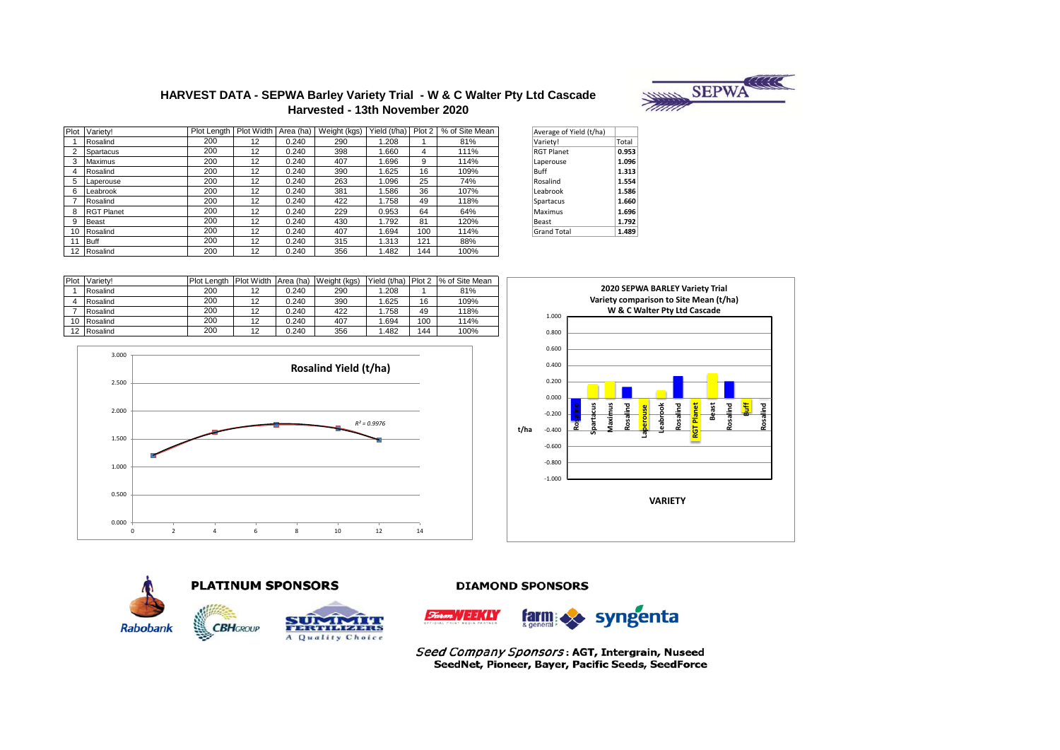# HARVEST DATA - SEPWA Barley Variety Trial - W & C Walter Pty Ltd Cascade

## Harvested - 13th November 2020

| Plot | Variety! | Plot Length | Plot Width | Area (ha) | Weight (kgs) | Yield (t/ha) | Plot 2 | % of Site Mean |
|---|---|---|---|---|---|---|---|---|
| 1 | Rosalind | 200 | 12 | 0.240 | 290 | 1.208 | 1 | 81% |
| 2 | Spartacus | 200 | 12 | 0.240 | 398 | 1.660 | 4 | 111% |
| 3 | Maximus | 200 | 12 | 0.240 | 407 | 1.696 | 9 | 114% |
| 4 | Rosalind | 200 | 12 | 0.240 | 390 | 1.625 | 16 | 109% |
| 5 | Laperouse | 200 | 12 | 0.240 | 263 | 1.096 | 25 | 74% |
| 6 | Leabrook | 200 | 12 | 0.240 | 381 | 1.586 | 36 | 107% |
| 7 | Rosalind | 200 | 12 | 0.240 | 422 | 1.758 | 49 | 118% |
| 8 | RGT Planet | 200 | 12 | 0.240 | 229 | 0.953 | 64 | 64% |
| 9 | Beast | 200 | 12 | 0.240 | 430 | 1.792 | 81 | 120% |
| 10 | Rosalind | 200 | 12 | 0.240 | 407 | 1.694 | 100 | 114% |
| 11 | Buff | 200 | 12 | 0.240 | 315 | 1.313 | 121 | 88% |
| 12 | Rosalind | 200 | 12 | 0.240 | 356 | 1.482 | 144 | 100% |

| Average of Yield (t/ha) | |
|---|---|
| Variety! | Total |
| RGT Planet | **0.953** |
| Laperouse | **1.096** |
| Buff | **1.313** |
| Rosalind | **1.554** |
| Leabrook | **1.586** |
| Spartacus | **1.660** |
| Maximus | **1.696** |
| Beast | **1.792** |
| Grand Total | **1.489** |

| Plot | Variety! | Plot Length | Plot Width | Area (ha) | Weight (kgs) | Yield (t/ha) | Plot 2 | % of Site Mean |
|---|---|---|---|---|---|---|---|---|
| 1 | Rosalind | 200 | 12 | 0.240 | 290 | 1.208 | 1 | 81% |
| 4 | Rosalind | 200 | 12 | 0.240 | 390 | 1.625 | 16 | 109% |
| 7 | Rosalind | 200 | 12 | 0.240 | 422 | 1.758 | 49 | 118% |
| 10 | Rosalind | 200 | 12 | 0.240 | 407 | 1.694 | 100 | 114% |
| 12 | Rosalind | 200 | 12 | 0.240 | 356 | 1.482 | 144 | 100% |

**Rosalind Yield (t/ha)**

$R^2 = 0.9976$

**2020 SEPWA BARLEY Variety Trial**
**Variety comparison to Site Mean (t/ha)**
**W & C Walter Pty Ltd Cascade**

**PLATINUM SPONSORS**

Rabobank, CBH Group, Summit Fertilizers – A Quality Choice

**DIAMOND SPONSORS**

Farm Weekly, farm & general, syngenta

*Seed Company Sponsors*: **AGT, Intergrain, Nuseed SeedNet, Pioneer, Bayer, Pacific Seeds, SeedForce**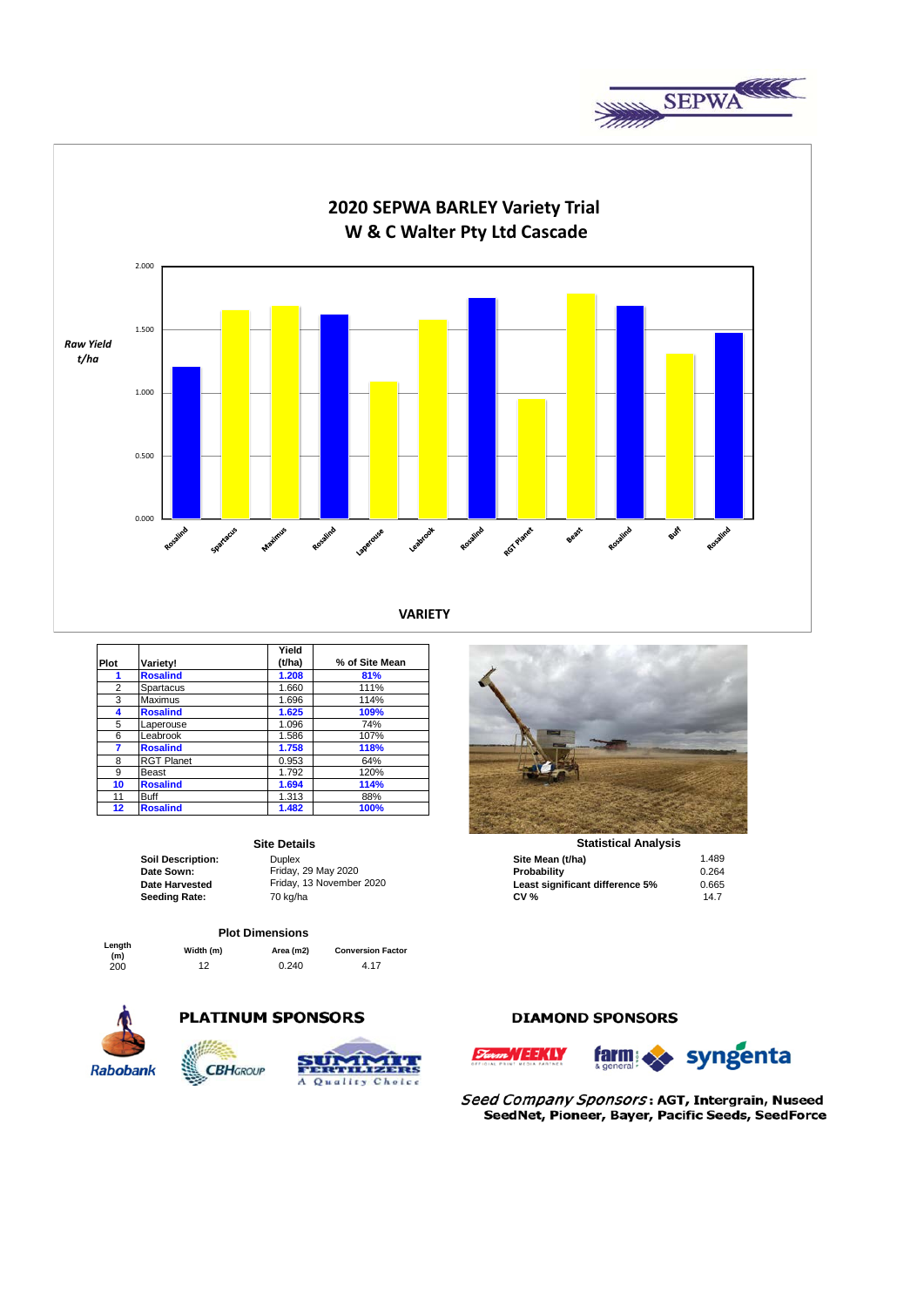# 2020 SEPWA BARLEY Variety Trial
## W & C Walter Pty Ltd Cascade

| Plot | Variety! | Yield (t/ha) | % of Site Mean |
|---|---|---|---|
| **1** | **Rosalind** | **1.208** | **81%** |
| 2 | Spartacus | 1.660 | 111% |
| 3 | Maximus | 1.696 | 114% |
| **4** | **Rosalind** | **1.625** | **109%** |
| 5 | Laperouse | 1.096 | 74% |
| 6 | Leabrook | 1.586 | 107% |
| **7** | **Rosalind** | **1.758** | **118%** |
| 8 | RGT Planet | 0.953 | 64% |
| 9 | Beast | 1.792 | 120% |
| **10** | **Rosalind** | **1.694** | **114%** |
| 11 | Buff | 1.313 | 88% |
| **12** | **Rosalind** | **1.482** | **100%** |

### Site Details

| | |
|---|---|
| **Soil Description:** | Duplex |
| **Date Sown:** | Friday, 29 May 2020 |
| **Date Harvested** | Friday, 13 November 2020 |
| **Seeding Rate:** | 70 kg/ha |

### Statistical Analysis

| | |
|---|---|
| **Site Mean (t/ha)** | 1.489 |
| **Probability** | 0.264 |
| **Least significant difference 5%** | 0.665 |
| **CV %** | 14.7 |

### Plot Dimensions

| Length (m) | Width (m) | Area (m2) | Conversion Factor |
|---|---|---|---|
| 200 | 12 | 0.240 | 4.17 |

**PLATINUM SPONSORS**

Rabobank, CBH Group, Summit Fertilizers

**DIAMOND SPONSORS**

Farm Weekly, farm & general, syngenta

*Seed Company Sponsors*: **AGT, Intergrain, Nuseed SeedNet, Pioneer, Bayer, Pacific Seeds, SeedForce**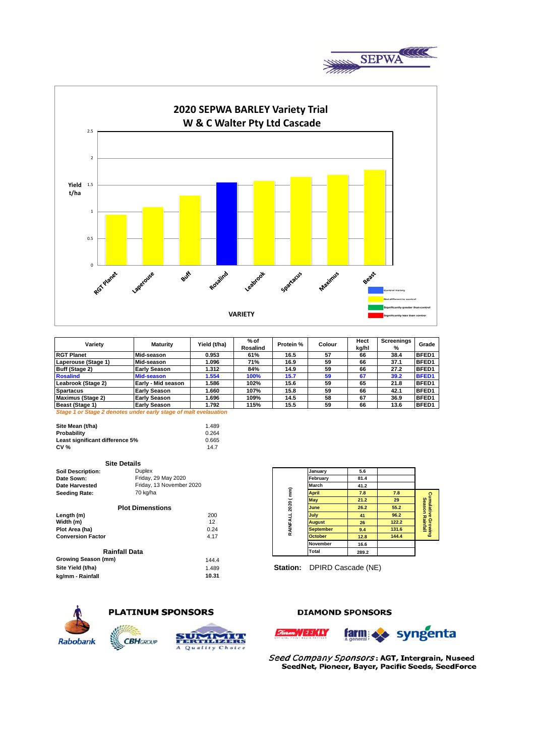SEPWA

# 2020 SEPWA BARLEY Variety Trial
## W & C Walter Pty Ltd Cascade

Yield t/ha

2.5
2
1.5
1
0.5
0

RGT Planet
Laperouse
Buff
Rosalind
Leabrook
Spartacus
Maximus
Beast

VARIETY

Control Variety
Not different to control
Significantly greater than control
Significantly less than control

| Variety | Maturity | Yield (t/ha) | % of Rosalind | Protein % | Colour | Hect kg/hl | Screenings % | Grade |
|---|---|---|---|---|---|---|---|---|
| RGT Planet | Mid-season | 0.953 | 61% | 16.5 | 57 | 66 | 38.4 | BFED1 |
| Laperouse (Stage 1) | Mid-season | 1.096 | 71% | 16.9 | 59 | 66 | 37.1 | BFED1 |
| Buff (Stage 2) | Early Season | 1.312 | 84% | 14.9 | 59 | 66 | 27.2 | BFED1 |
| Rosalind | Mid-season | 1.554 | 100% | 15.7 | 59 | 67 | 39.2 | BFED1 |
| Leabrook (Stage 2) | Early - Mid season | 1.586 | 102% | 15.6 | 59 | 65 | 21.8 | BFED1 |
| Spartacus | Early Season | 1.660 | 107% | 15.8 | 59 | 66 | 42.1 | BFED1 |
| Maximus (Stage 2) | Early Season | 1.696 | 109% | 14.5 | 58 | 67 | 36.9 | BFED1 |
| Beast (Stage 1) | Early Season | 1.792 | 115% | 15.5 | 59 | 66 | 13.6 | BFED1 |

*Stage 1 or Stage 2 denotes under early stage of malt evelauation*

| | |
|---|---|
| **Site Mean (t/ha)** | 1.489 |
| **Probability** | 0.264 |
| **Least significant difference 5%** | 0.665 |
| **CV %** | 14.7 |

### Site Details

| | |
|---|---|
| **Soil Description:** | Duplex |
| **Date Sown:** | Friday, 29 May 2020 |
| **Date Harvested** | Friday, 13 November 2020 |
| **Seeding Rate:** | 70 kg/ha |

### Plot Dimenstions

| | |
|---|---|
| **Length (m)** | 200 |
| **Width (m)** | 12 |
| **Plot Area (ha)** | 0.24 |
| **Conversion Factor** | 4.17 |

### Rainfall Data

| | |
|---|---|
| **Growing Season (mm)** | 144.4 |
| **Site Yield (t/ha)** | 1.489 |
| **kg/mm - Rainfall** | 10.31 |

RAINFALL 2020 ( mm)

| Month | Rainfall | Cumulative Growing Season Rainfall |
|---|---|---|
| January | 5.6 | |
| February | 81.4 | |
| March | 41.2 | |
| April | 7.8 | 7.8 |
| May | 21.2 | 29 |
| June | 26.2 | 55.2 |
| July | 41 | 96.2 |
| August | 26 | 122.2 |
| September | 9.4 | 131.6 |
| October | 12.8 | 144.4 |
| November | 16.6 | |
| Total | 289.2 | |

**Station:** DPIRD Cascade (NE)

**PLATINUM SPONSORS**

Rabobank, CBH GROUP, SUMMIT FERTILIZERS A Quality Choice

**DIAMOND SPONSORS**

Farm WEEKLY, farm & general, syngenta

*Seed Company Sponsors*: **AGT, Intergrain, Nuseed SeedNet, Pioneer, Bayer, Pacific Seeds, SeedForce**